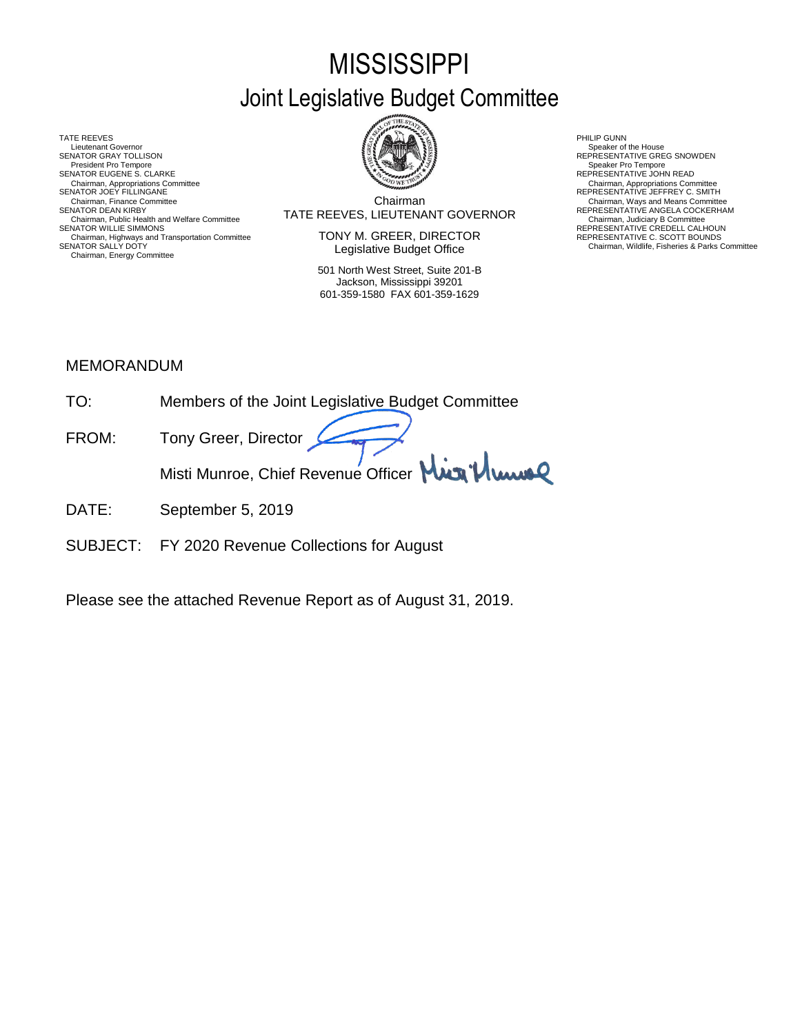# MISSISSIPPI
## Joint Legislative Budget Committee

TATE REEVES
Lieutenant Governor
SENATOR GRAY TOLLISON
President Pro Tempore
SENATOR EUGENE S. CLARKE
Chairman, Appropriations Committee
SENATOR JOEY FILLINGANE
Chairman, Finance Committee
SENATOR DEAN KIRBY
Chairman, Public Health and Welfare Committee
SENATOR WILLIE SIMMONS
Chairman, Highways and Transportation Committee
SENATOR SALLY DOTY
Chairman, Energy Committee

Chairman
TATE REEVES, LIEUTENANT GOVERNOR

TONY M. GREER, DIRECTOR
Legislative Budget Office

501 North West Street, Suite 201-B
Jackson, Mississippi 39201
601-359-1580 FAX 601-359-1629

PHILIP GUNN
Speaker of the House
REPRESENTATIVE GREG SNOWDEN
Speaker Pro Tempore
REPRESENTATIVE JOHN READ
Chairman, Appropriations Committee
REPRESENTATIVE JEFFREY C. SMITH
Chairman, Ways and Means Committee
REPRESENTATIVE ANGELA COCKERHAM
Chairman, Judiciary B Committee
REPRESENTATIVE CREDELL CALHOUN
REPRESENTATIVE C. SCOTT BOUNDS
Chairman, Wildlife, Fisheries & Parks Committee

MEMORANDUM

TO: Members of the Joint Legislative Budget Committee

FROM: Tony Greer, Director

Misti Munroe, Chief Revenue Officer

DATE: September 5, 2019

SUBJECT: FY 2020 Revenue Collections for August

Please see the attached Revenue Report as of August 31, 2019.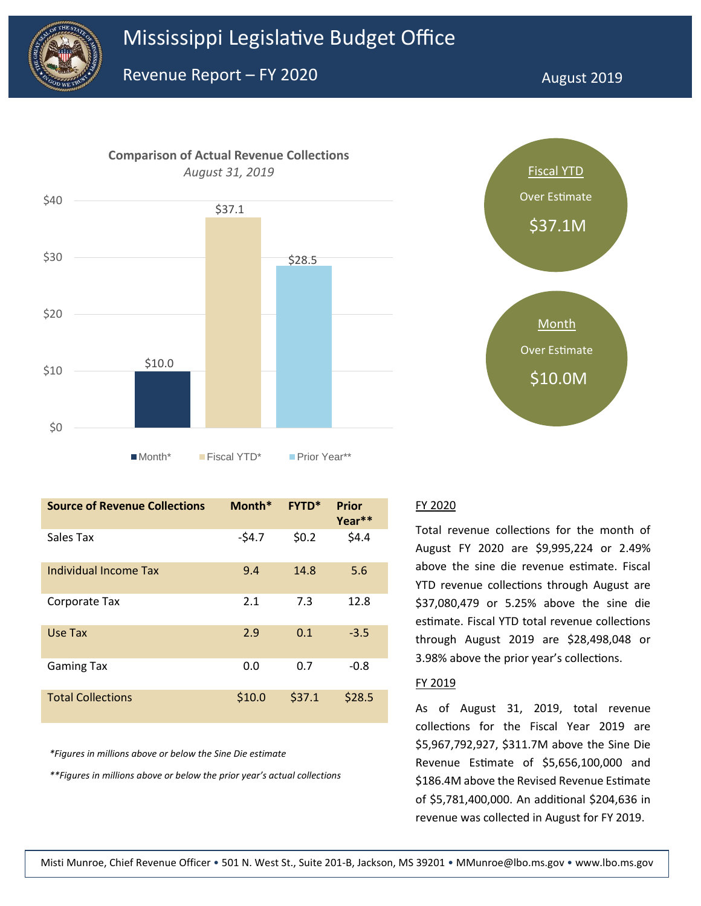# Mississippi Legislative Budget Office

## Revenue Report – FY 2020

August 2019

**Comparison of Actual Revenue Collections**

*August 31, 2019*

| | Month* | Fiscal YTD* | Prior Year** |
|---|---|---|---|
| Value | $10.0 | $37.1 | $28.5 |

**Fiscal YTD**
Over Estimate
$37.1M

**Month**
Over Estimate
$10.0M

| Source of Revenue Collections | Month* | FYTD* | Prior Year** |
|---|---|---|---|
| Sales Tax | -$4.7 | $0.2 | $4.4 |
| Individual Income Tax | 9.4 | 14.8 | 5.6 |
| Corporate Tax | 2.1 | 7.3 | 12.8 |
| Use Tax | 2.9 | 0.1 | -3.5 |
| Gaming Tax | 0.0 | 0.7 | -0.8 |
| Total Collections | $10.0 | $37.1 | $28.5 |

*\*Figures in millions above or below the Sine Die estimate*

*\*\*Figures in millions above or below the prior year's actual collections*

### FY 2020

Total revenue collections for the month of August FY 2020 are $9,995,224 or 2.49% above the sine die revenue estimate. Fiscal YTD revenue collections through August are $37,080,479 or 5.25% above the sine die estimate. Fiscal YTD total revenue collections through August 2019 are $28,498,048 or 3.98% above the prior year's collections.

### FY 2019

As of August 31, 2019, total revenue collections for the Fiscal Year 2019 are $5,967,792,927, $311.7M above the Sine Die Revenue Estimate of $5,656,100,000 and $186.4M above the Revised Revenue Estimate of $5,781,400,000. An additional $204,636 in revenue was collected in August for FY 2019.

Misti Munroe, Chief Revenue Officer • 501 N. West St., Suite 201-B, Jackson, MS 39201 • MMunroe@lbo.ms.gov • www.lbo.ms.gov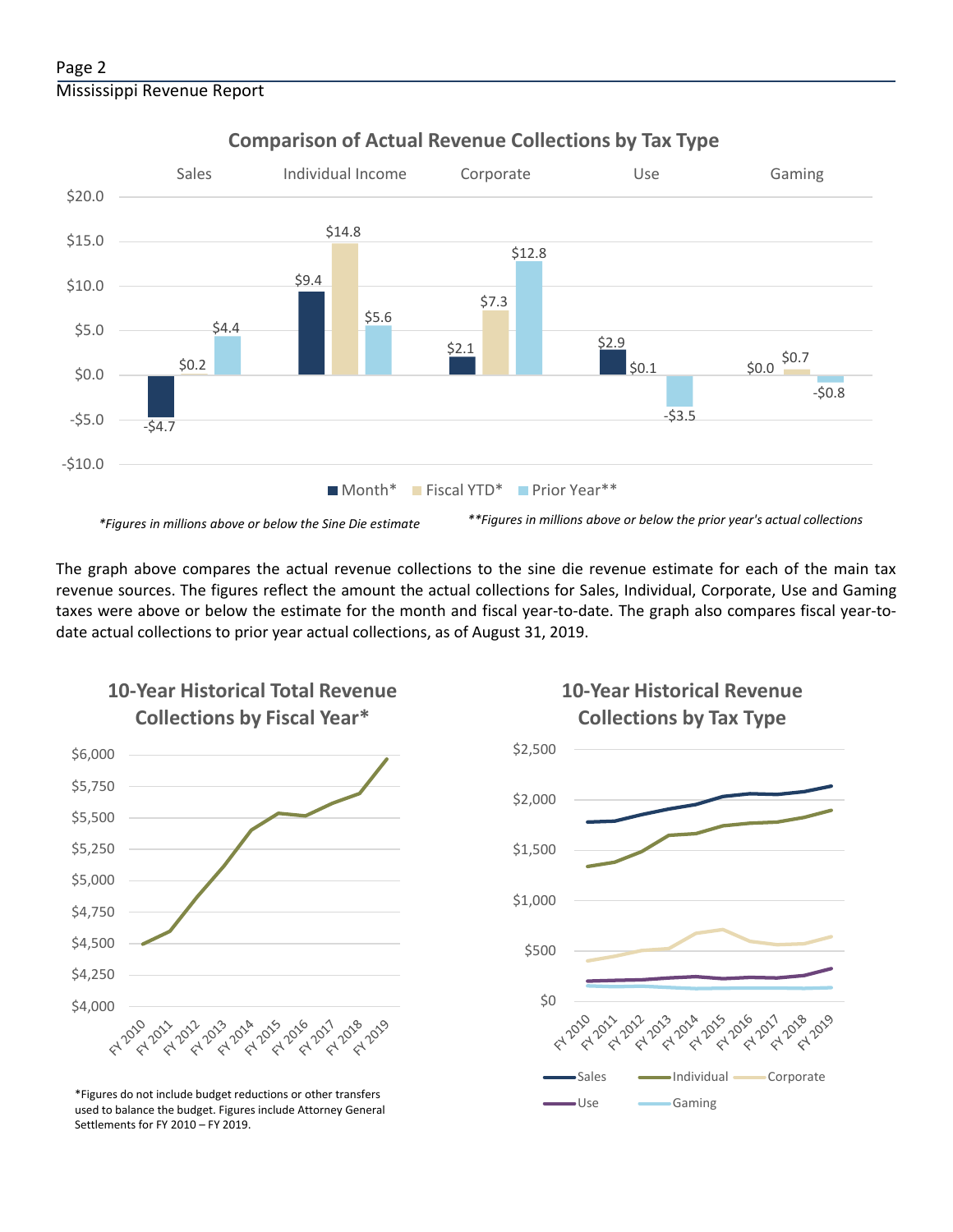## Comparison of Actual Revenue Collections by Tax Type

| | Sales | Individual Income | Corporate | Use | Gaming |
|---|---|---|---|---|---|
| Month* | -$4.7 | $9.4 | $2.1 | $2.9 | $0.0 |
| Fiscal YTD* | $0.2 | $14.8 | $7.3 | $0.1 | $0.7 |
| Prior Year** | $4.4 | $5.6 | $12.8 | -$3.5 | -$0.8 |

*Figures in millions above or below the Sine Die estimate*

***Figures in millions above or below the prior year's actual collections*

The graph above compares the actual revenue collections to the sine die revenue estimate for each of the main tax revenue sources. The figures reflect the amount the actual collections for Sales, Individual, Corporate, Use and Gaming taxes were above or below the estimate for the month and fiscal year-to-date. The graph also compares fiscal year-to-date actual collections to prior year actual collections, as of August 31, 2019.

## 10-Year Historical Total Revenue Collections by Fiscal Year*

*Figures do not include budget reductions or other transfers used to balance the budget. Figures include Attorney General Settlements for FY 2010 – FY 2019.

## 10-Year Historical Revenue Collections by Tax Type

Sales, Individual, Corporate, Use, Gaming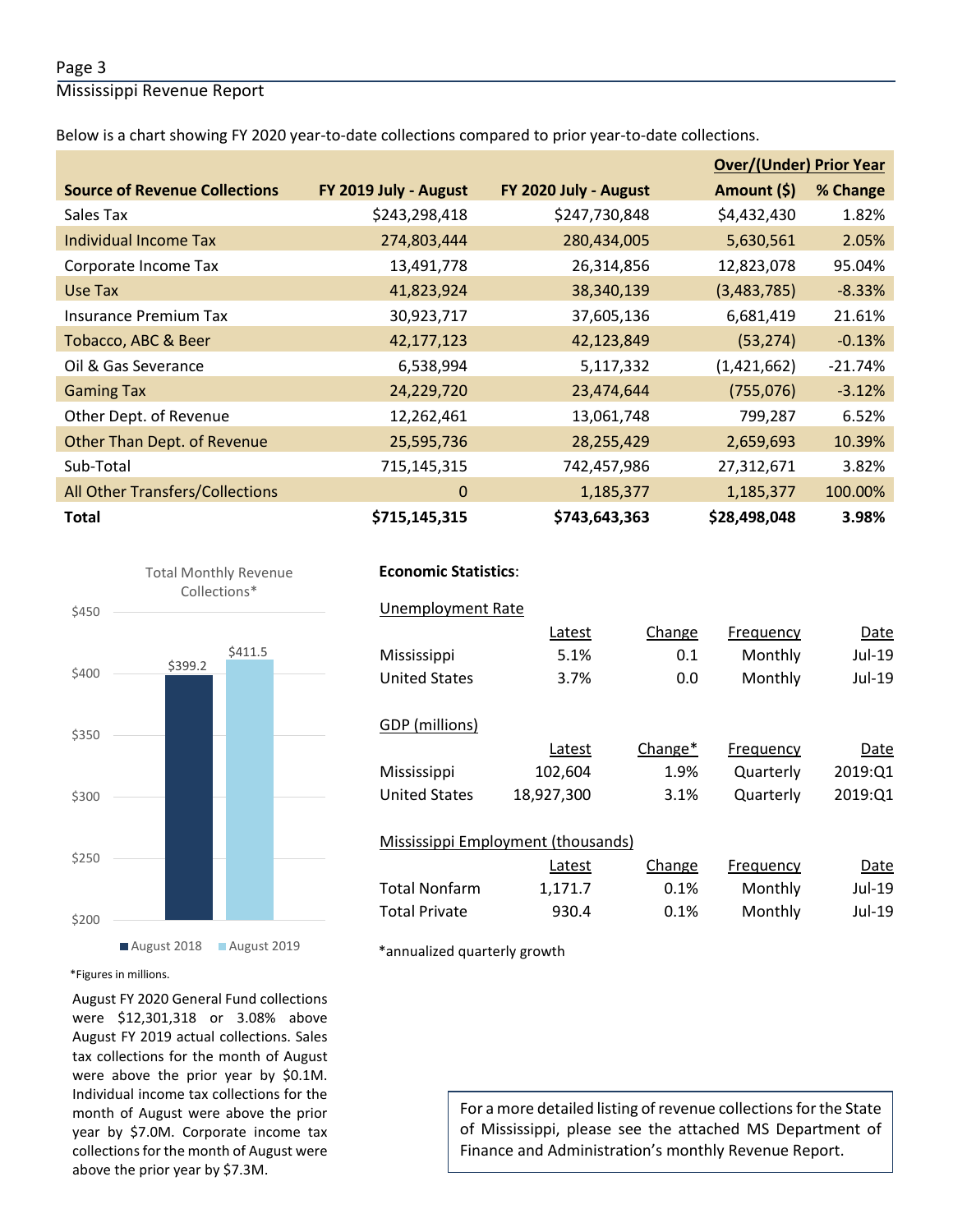Below is a chart showing FY 2020 year-to-date collections compared to prior year-to-date collections.

| Source of Revenue Collections | FY 2019 July - August | FY 2020 July - August | Over/(Under) Prior Year Amount ($) | % Change |
|---|---|---|---|---|
| Sales Tax | $243,298,418 | $247,730,848 | $4,432,430 | 1.82% |
| Individual Income Tax | 274,803,444 | 280,434,005 | 5,630,561 | 2.05% |
| Corporate Income Tax | 13,491,778 | 26,314,856 | 12,823,078 | 95.04% |
| Use Tax | 41,823,924 | 38,340,139 | (3,483,785) | -8.33% |
| Insurance Premium Tax | 30,923,717 | 37,605,136 | 6,681,419 | 21.61% |
| Tobacco, ABC & Beer | 42,177,123 | 42,123,849 | (53,274) | -0.13% |
| Oil & Gas Severance | 6,538,994 | 5,117,332 | (1,421,662) | -21.74% |
| Gaming Tax | 24,229,720 | 23,474,644 | (755,076) | -3.12% |
| Other Dept. of Revenue | 12,262,461 | 13,061,748 | 799,287 | 6.52% |
| Other Than Dept. of Revenue | 25,595,736 | 28,255,429 | 2,659,693 | 10.39% |
| Sub-Total | 715,145,315 | 742,457,986 | 27,312,671 | 3.82% |
| All Other Transfers/Collections | 0 | 1,185,377 | 1,185,377 | 100.00% |
| **Total** | **$715,145,315** | **$743,643,363** | **$28,498,048** | **3.98%** |

Total Monthly Revenue Collections*

| | August 2018 | August 2019 |
|---|---|---|
| Total | $399.2 | $411.5 |

*Figures in millions.

August FY 2020 General Fund collections were $12,301,318 or 3.08% above August FY 2019 actual collections. Sales tax collections for the month of August were above the prior year by $0.1M. Individual income tax collections for the month of August were above the prior year by $7.0M. Corporate income tax collections for the month of August were above the prior year by $7.3M.

**Economic Statistics**:

Unemployment Rate

| | Latest | Change | Frequency | Date |
|---|---|---|---|---|
| Mississippi | 5.1% | 0.1 | Monthly | Jul-19 |
| United States | 3.7% | 0.0 | Monthly | Jul-19 |

GDP (millions)

| | Latest | Change* | Frequency | Date |
|---|---|---|---|---|
| Mississippi | 102,604 | 1.9% | Quarterly | 2019:Q1 |
| United States | 18,927,300 | 3.1% | Quarterly | 2019:Q1 |

Mississippi Employment (thousands)

| | Latest | Change | Frequency | Date |
|---|---|---|---|---|
| Total Nonfarm | 1,171.7 | 0.1% | Monthly | Jul-19 |
| Total Private | 930.4 | 0.1% | Monthly | Jul-19 |

*annualized quarterly growth

For a more detailed listing of revenue collections for the State of Mississippi, please see the attached MS Department of Finance and Administration's monthly Revenue Report.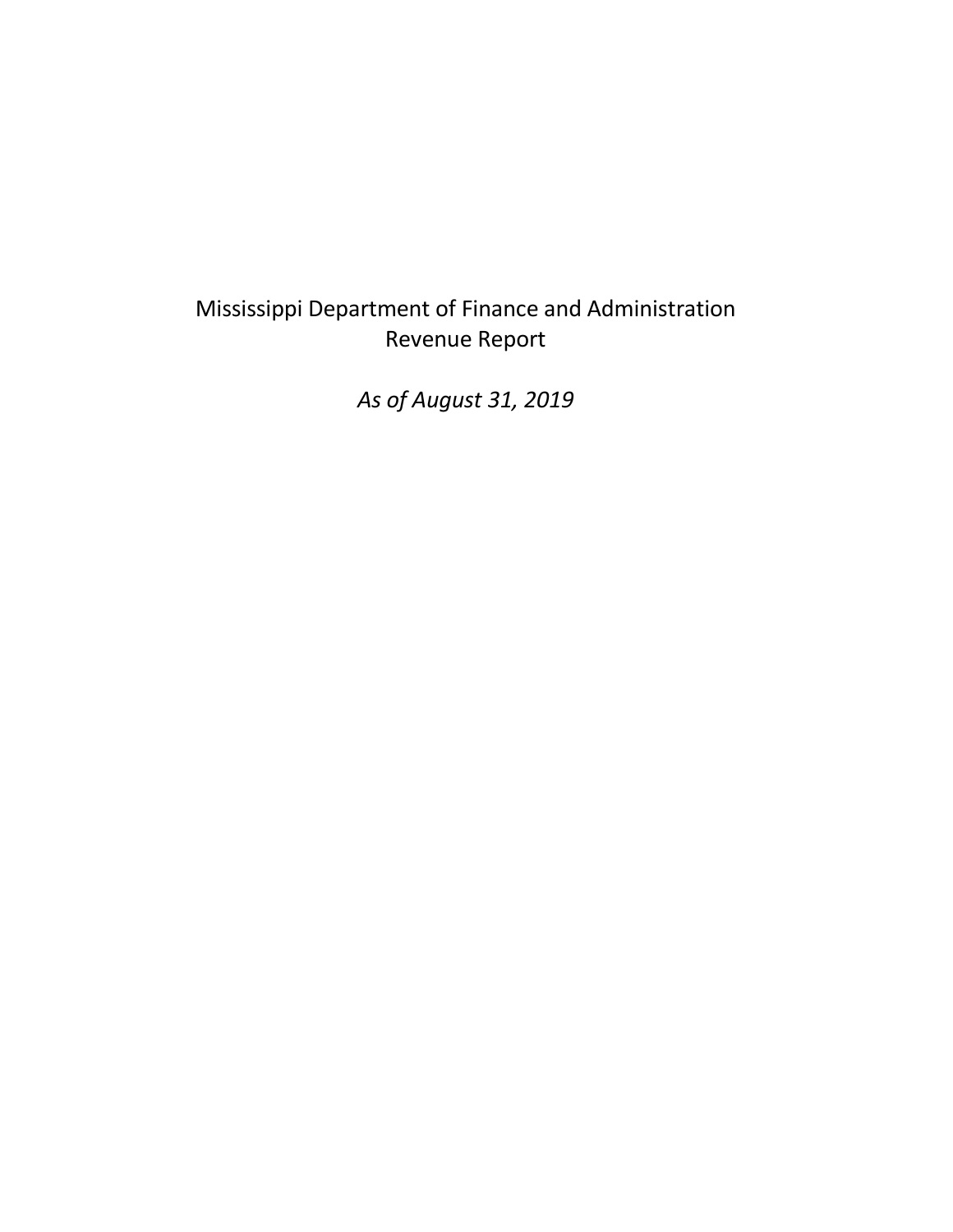# Mississippi Department of Finance and Administration
## Revenue Report

*As of August 31, 2019*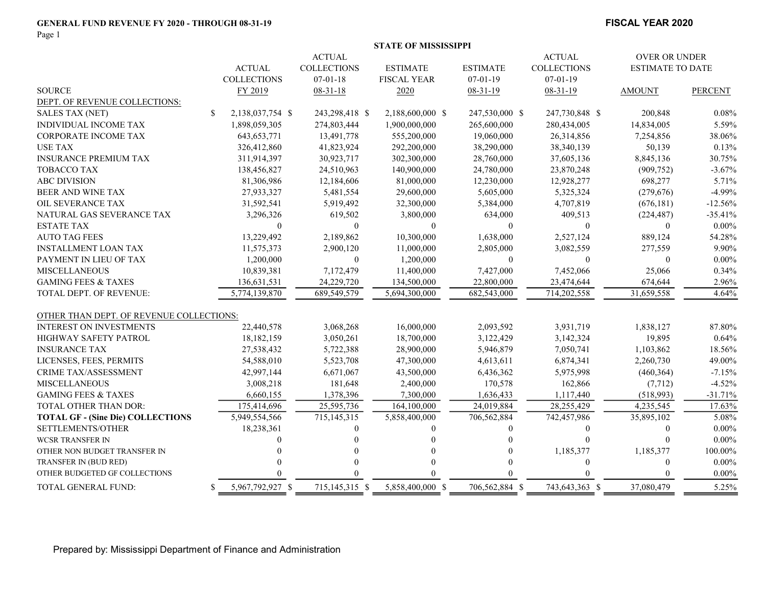**GENERAL FUND REVENUE FY 2020 - THROUGH 08-31-19**

**FISCAL YEAR 2020**

**STATE OF MISSISSIPPI**

| SOURCE | ACTUAL COLLECTIONS FY 2019 | ACTUAL COLLECTIONS 07-01-18 08-31-18 | ESTIMATE FISCAL YEAR 2020 | ESTIMATE 07-01-19 08-31-19 | ACTUAL COLLECTIONS 07-01-19 08-31-19 | OVER OR UNDER ESTIMATE TO DATE AMOUNT | PERCENT |
|---|---|---|---|---|---|---|---|
| DEPT. OF REVENUE COLLECTIONS: | | | | | | | |
| SALES TAX (NET) | $ 2,138,037,754 | $ 243,298,418 | $ 2,188,600,000 | $ 247,530,000 | $ 247,730,848 | $ 200,848 | 0.08% |
| INDIVIDUAL INCOME TAX | 1,898,059,305 | 274,803,444 | 1,900,000,000 | 265,600,000 | 280,434,005 | 14,834,005 | 5.59% |
| CORPORATE INCOME TAX | 643,653,771 | 13,491,778 | 555,200,000 | 19,060,000 | 26,314,856 | 7,254,856 | 38.06% |
| USE TAX | 326,412,860 | 41,823,924 | 292,200,000 | 38,290,000 | 38,340,139 | 50,139 | 0.13% |
| INSURANCE PREMIUM TAX | 311,914,397 | 30,923,717 | 302,300,000 | 28,760,000 | 37,605,136 | 8,845,136 | 30.75% |
| TOBACCO TAX | 138,456,827 | 24,510,963 | 140,900,000 | 24,780,000 | 23,870,248 | (909,752) | -3.67% |
| ABC DIVISION | 81,306,986 | 12,184,606 | 81,000,000 | 12,230,000 | 12,928,277 | 698,277 | 5.71% |
| BEER AND WINE TAX | 27,933,327 | 5,481,554 | 29,600,000 | 5,605,000 | 5,325,324 | (279,676) | -4.99% |
| OIL SEVERANCE TAX | 31,592,541 | 5,919,492 | 32,300,000 | 5,384,000 | 4,707,819 | (676,181) | -12.56% |
| NATURAL GAS SEVERANCE TAX | 3,296,326 | 619,502 | 3,800,000 | 634,000 | 409,513 | (224,487) | -35.41% |
| ESTATE TAX | 0 | 0 | 0 | 0 | 0 | 0 | 0.00% |
| AUTO TAG FEES | 13,229,492 | 2,189,862 | 10,300,000 | 1,638,000 | 2,527,124 | 889,124 | 54.28% |
| INSTALLMENT LOAN TAX | 11,575,373 | 2,900,120 | 11,000,000 | 2,805,000 | 3,082,559 | 277,559 | 9.90% |
| PAYMENT IN LIEU OF TAX | 1,200,000 | 0 | 1,200,000 | 0 | 0 | 0 | 0.00% |
| MISCELLANEOUS | 10,839,381 | 7,172,479 | 11,400,000 | 7,427,000 | 7,452,066 | 25,066 | 0.34% |
| GAMING FEES & TAXES | 136,631,531 | 24,229,720 | 134,500,000 | 22,800,000 | 23,474,644 | 674,644 | 2.96% |
| TOTAL DEPT. OF REVENUE: | 5,774,139,870 | 689,549,579 | 5,694,300,000 | 682,543,000 | 714,202,558 | 31,659,558 | 4.64% |
| OTHER THAN DEPT. OF REVENUE COLLECTIONS: | | | | | | | |
| INTEREST ON INVESTMENTS | 22,440,578 | 3,068,268 | 16,000,000 | 2,093,592 | 3,931,719 | 1,838,127 | 87.80% |
| HIGHWAY SAFETY PATROL | 18,182,159 | 3,050,261 | 18,700,000 | 3,122,429 | 3,142,324 | 19,895 | 0.64% |
| INSURANCE TAX | 27,538,432 | 5,722,388 | 28,900,000 | 5,946,879 | 7,050,741 | 1,103,862 | 18.56% |
| LICENSES, FEES, PERMITS | 54,588,010 | 5,523,708 | 47,300,000 | 4,613,611 | 6,874,341 | 2,260,730 | 49.00% |
| CRIME TAX/ASSESSMENT | 42,997,144 | 6,671,067 | 43,500,000 | 6,436,362 | 5,975,998 | (460,364) | -7.15% |
| MISCELLANEOUS | 3,008,218 | 181,648 | 2,400,000 | 170,578 | 162,866 | (7,712) | -4.52% |
| GAMING FEES & TAXES | 6,660,155 | 1,378,396 | 7,300,000 | 1,636,433 | 1,117,440 | (518,993) | -31.71% |
| TOTAL OTHER THAN DOR: | 175,414,696 | 25,595,736 | 164,100,000 | 24,019,884 | 28,255,429 | 4,235,545 | 17.63% |
| **TOTAL GF - (Sine Die) COLLECTIONS** | 5,949,554,566 | 715,145,315 | 5,858,400,000 | 706,562,884 | 742,457,986 | 35,895,102 | 5.08% |
| SETTLEMENTS/OTHER | 18,238,361 | 0 | 0 | 0 | 0 | 0 | 0.00% |
| WCSR TRANSFER IN | 0 | 0 | 0 | 0 | 0 | 0 | 0.00% |
| OTHER NON BUDGET TRANSFER IN | 0 | 0 | 0 | 0 | 1,185,377 | 1,185,377 | 100.00% |
| TRANSFER IN (BUD RED) | 0 | 0 | 0 | 0 | 0 | 0 | 0.00% |
| OTHER BUDGETED GF COLLECTIONS | 0 | 0 | 0 | 0 | 0 | 0 | 0.00% |
| TOTAL GENERAL FUND: | $ 5,967,792,927 | $ 715,145,315 | $ 5,858,400,000 | $ 706,562,884 | $ 743,643,363 | $ 37,080,479 | 5.25% |

Prepared by: Mississippi Department of Finance and Administration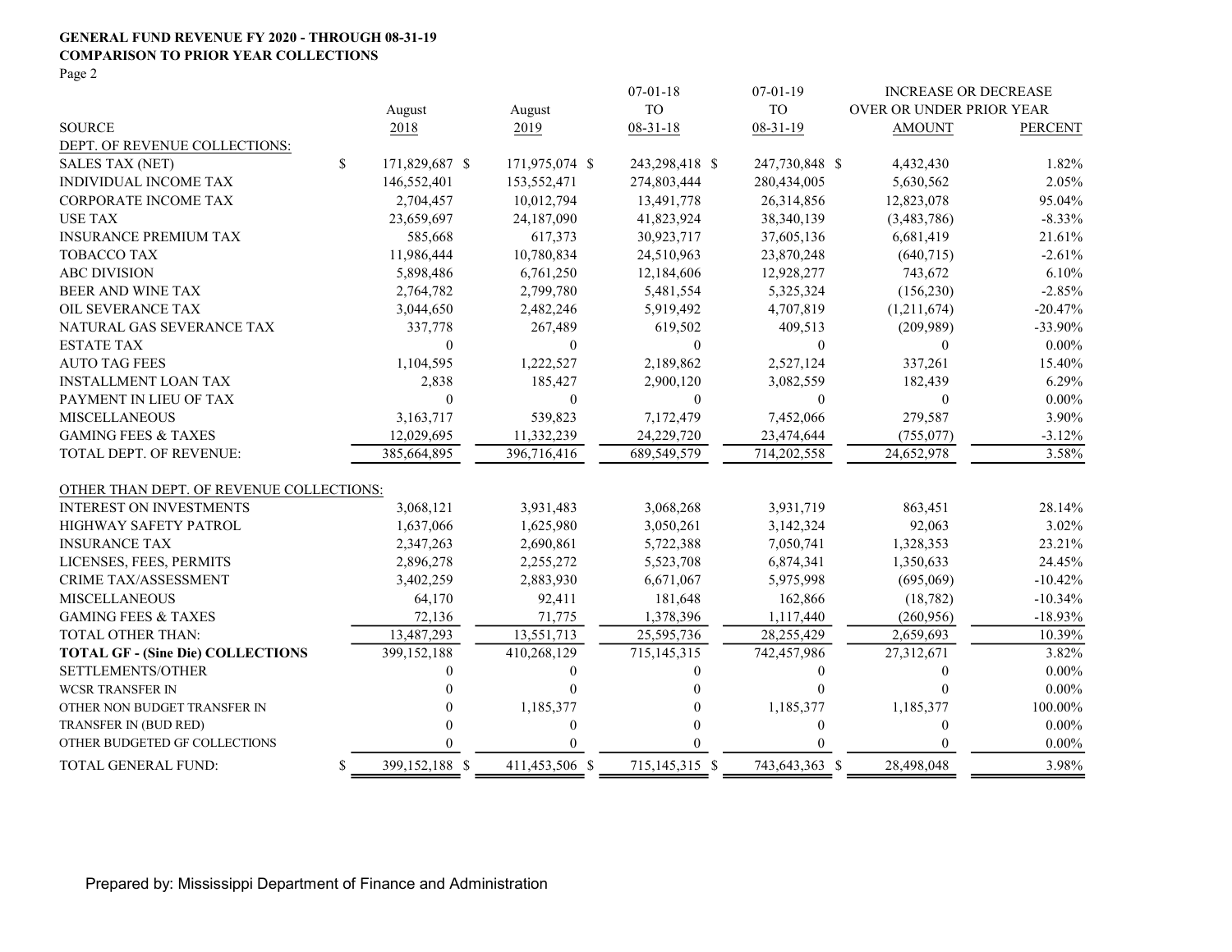**GENERAL FUND REVENUE FY 2020 - THROUGH 08-31-19**
**COMPARISON TO PRIOR YEAR COLLECTIONS**
Page 2

| SOURCE | August 2018 | August 2019 | 07-01-18 TO 08-31-18 | 07-01-19 TO 08-31-19 | INCREASE OR DECREASE OVER OR UNDER PRIOR YEAR AMOUNT | PERCENT |
|---|---|---|---|---|---|---|
| DEPT. OF REVENUE COLLECTIONS: | | | | | | |
| SALES TAX (NET) | $ 171,829,687 | $ 171,975,074 | $ 243,298,418 | $ 247,730,848 | $ 4,432,430 | 1.82% |
| INDIVIDUAL INCOME TAX | 146,552,401 | 153,552,471 | 274,803,444 | 280,434,005 | 5,630,562 | 2.05% |
| CORPORATE INCOME TAX | 2,704,457 | 10,012,794 | 13,491,778 | 26,314,856 | 12,823,078 | 95.04% |
| USE TAX | 23,659,697 | 24,187,090 | 41,823,924 | 38,340,139 | (3,483,786) | -8.33% |
| INSURANCE PREMIUM TAX | 585,668 | 617,373 | 30,923,717 | 37,605,136 | 6,681,419 | 21.61% |
| TOBACCO TAX | 11,986,444 | 10,780,834 | 24,510,963 | 23,870,248 | (640,715) | -2.61% |
| ABC DIVISION | 5,898,486 | 6,761,250 | 12,184,606 | 12,928,277 | 743,672 | 6.10% |
| BEER AND WINE TAX | 2,764,782 | 2,799,780 | 5,481,554 | 5,325,324 | (156,230) | -2.85% |
| OIL SEVERANCE TAX | 3,044,650 | 2,482,246 | 5,919,492 | 4,707,819 | (1,211,674) | -20.47% |
| NATURAL GAS SEVERANCE TAX | 337,778 | 267,489 | 619,502 | 409,513 | (209,989) | -33.90% |
| ESTATE TAX | 0 | 0 | 0 | 0 | 0 | 0.00% |
| AUTO TAG FEES | 1,104,595 | 1,222,527 | 2,189,862 | 2,527,124 | 337,261 | 15.40% |
| INSTALLMENT LOAN TAX | 2,838 | 185,427 | 2,900,120 | 3,082,559 | 182,439 | 6.29% |
| PAYMENT IN LIEU OF TAX | 0 | 0 | 0 | 0 | 0 | 0.00% |
| MISCELLANEOUS | 3,163,717 | 539,823 | 7,172,479 | 7,452,066 | 279,587 | 3.90% |
| GAMING FEES & TAXES | 12,029,695 | 11,332,239 | 24,229,720 | 23,474,644 | (755,077) | -3.12% |
| TOTAL DEPT. OF REVENUE: | 385,664,895 | 396,716,416 | 689,549,579 | 714,202,558 | 24,652,978 | 3.58% |
| OTHER THAN DEPT. OF REVENUE COLLECTIONS: | | | | | | |
| INTEREST ON INVESTMENTS | 3,068,121 | 3,931,483 | 3,068,268 | 3,931,719 | 863,451 | 28.14% |
| HIGHWAY SAFETY PATROL | 1,637,066 | 1,625,980 | 3,050,261 | 3,142,324 | 92,063 | 3.02% |
| INSURANCE TAX | 2,347,263 | 2,690,861 | 5,722,388 | 7,050,741 | 1,328,353 | 23.21% |
| LICENSES, FEES, PERMITS | 2,896,278 | 2,255,272 | 5,523,708 | 6,874,341 | 1,350,633 | 24.45% |
| CRIME TAX/ASSESSMENT | 3,402,259 | 2,883,930 | 6,671,067 | 5,975,998 | (695,069) | -10.42% |
| MISCELLANEOUS | 64,170 | 92,411 | 181,648 | 162,866 | (18,782) | -10.34% |
| GAMING FEES & TAXES | 72,136 | 71,775 | 1,378,396 | 1,117,440 | (260,956) | -18.93% |
| TOTAL OTHER THAN: | 13,487,293 | 13,551,713 | 25,595,736 | 28,255,429 | 2,659,693 | 10.39% |
| **TOTAL GF - (Sine Die) COLLECTIONS** | 399,152,188 | 410,268,129 | 715,145,315 | 742,457,986 | 27,312,671 | 3.82% |
| SETTLEMENTS/OTHER | 0 | 0 | 0 | 0 | 0 | 0.00% |
| WCSR TRANSFER IN | 0 | 0 | 0 | 0 | 0 | 0.00% |
| OTHER NON BUDGET TRANSFER IN | 0 | 1,185,377 | 0 | 1,185,377 | 1,185,377 | 100.00% |
| TRANSFER IN (BUD RED) | 0 | 0 | 0 | 0 | 0 | 0.00% |
| OTHER BUDGETED GF COLLECTIONS | 0 | 0 | 0 | 0 | 0 | 0.00% |
| TOTAL GENERAL FUND: | $ 399,152,188 | $ 411,453,506 | $ 715,145,315 | $ 743,643,363 | $ 28,498,048 | 3.98% |

Prepared by: Mississippi Department of Finance and Administration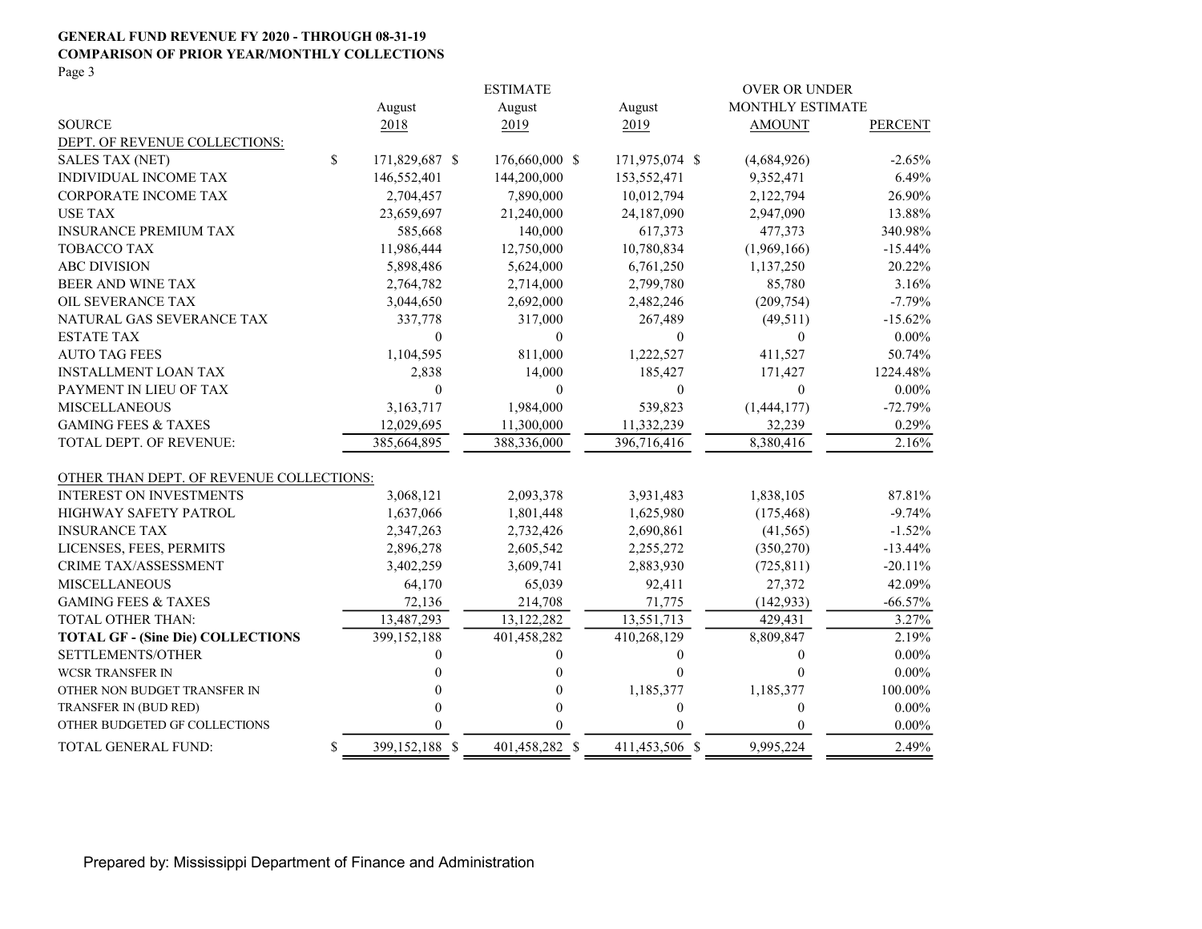**GENERAL FUND REVENUE FY 2020 - THROUGH 08-31-19**
**COMPARISON OF PRIOR YEAR/MONTHLY COLLECTIONS**
Page 3

| SOURCE | August 2018 | ESTIMATE August 2019 | August 2019 | OVER OR UNDER MONTHLY ESTIMATE AMOUNT | PERCENT |
|---|---|---|---|---|---|
| DEPT. OF REVENUE COLLECTIONS: | | | | | |
| SALES TAX (NET) | $ 171,829,687 | $ 176,660,000 | $ 171,975,074 | $ (4,684,926) | -2.65% |
| INDIVIDUAL INCOME TAX | 146,552,401 | 144,200,000 | 153,552,471 | 9,352,471 | 6.49% |
| CORPORATE INCOME TAX | 2,704,457 | 7,890,000 | 10,012,794 | 2,122,794 | 26.90% |
| USE TAX | 23,659,697 | 21,240,000 | 24,187,090 | 2,947,090 | 13.88% |
| INSURANCE PREMIUM TAX | 585,668 | 140,000 | 617,373 | 477,373 | 340.98% |
| TOBACCO TAX | 11,986,444 | 12,750,000 | 10,780,834 | (1,969,166) | -15.44% |
| ABC DIVISION | 5,898,486 | 5,624,000 | 6,761,250 | 1,137,250 | 20.22% |
| BEER AND WINE TAX | 2,764,782 | 2,714,000 | 2,799,780 | 85,780 | 3.16% |
| OIL SEVERANCE TAX | 3,044,650 | 2,692,000 | 2,482,246 | (209,754) | -7.79% |
| NATURAL GAS SEVERANCE TAX | 337,778 | 317,000 | 267,489 | (49,511) | -15.62% |
| ESTATE TAX | 0 | 0 | 0 | 0 | 0.00% |
| AUTO TAG FEES | 1,104,595 | 811,000 | 1,222,527 | 411,527 | 50.74% |
| INSTALLMENT LOAN TAX | 2,838 | 14,000 | 185,427 | 171,427 | 1224.48% |
| PAYMENT IN LIEU OF TAX | 0 | 0 | 0 | 0 | 0.00% |
| MISCELLANEOUS | 3,163,717 | 1,984,000 | 539,823 | (1,444,177) | -72.79% |
| GAMING FEES & TAXES | 12,029,695 | 11,300,000 | 11,332,239 | 32,239 | 0.29% |
| TOTAL DEPT. OF REVENUE: | 385,664,895 | 388,336,000 | 396,716,416 | 8,380,416 | 2.16% |
| OTHER THAN DEPT. OF REVENUE COLLECTIONS: | | | | | |
| INTEREST ON INVESTMENTS | 3,068,121 | 2,093,378 | 3,931,483 | 1,838,105 | 87.81% |
| HIGHWAY SAFETY PATROL | 1,637,066 | 1,801,448 | 1,625,980 | (175,468) | -9.74% |
| INSURANCE TAX | 2,347,263 | 2,732,426 | 2,690,861 | (41,565) | -1.52% |
| LICENSES, FEES, PERMITS | 2,896,278 | 2,605,542 | 2,255,272 | (350,270) | -13.44% |
| CRIME TAX/ASSESSMENT | 3,402,259 | 3,609,741 | 2,883,930 | (725,811) | -20.11% |
| MISCELLANEOUS | 64,170 | 65,039 | 92,411 | 27,372 | 42.09% |
| GAMING FEES & TAXES | 72,136 | 214,708 | 71,775 | (142,933) | -66.57% |
| TOTAL OTHER THAN: | 13,487,293 | 13,122,282 | 13,551,713 | 429,431 | 3.27% |
| **TOTAL GF - (Sine Die) COLLECTIONS** | 399,152,188 | 401,458,282 | 410,268,129 | 8,809,847 | 2.19% |
| SETTLEMENTS/OTHER | 0 | 0 | 0 | 0 | 0.00% |
| WCSR TRANSFER IN | 0 | 0 | 0 | 0 | 0.00% |
| OTHER NON BUDGET TRANSFER IN | 0 | 0 | 1,185,377 | 1,185,377 | 100.00% |
| TRANSFER IN (BUD RED) | 0 | 0 | 0 | 0 | 0.00% |
| OTHER BUDGETED GF COLLECTIONS | 0 | 0 | 0 | 0 | 0.00% |
| TOTAL GENERAL FUND: | $ 399,152,188 | $ 401,458,282 | $ 411,453,506 | $ 9,995,224 | 2.49% |

Prepared by: Mississippi Department of Finance and Administration